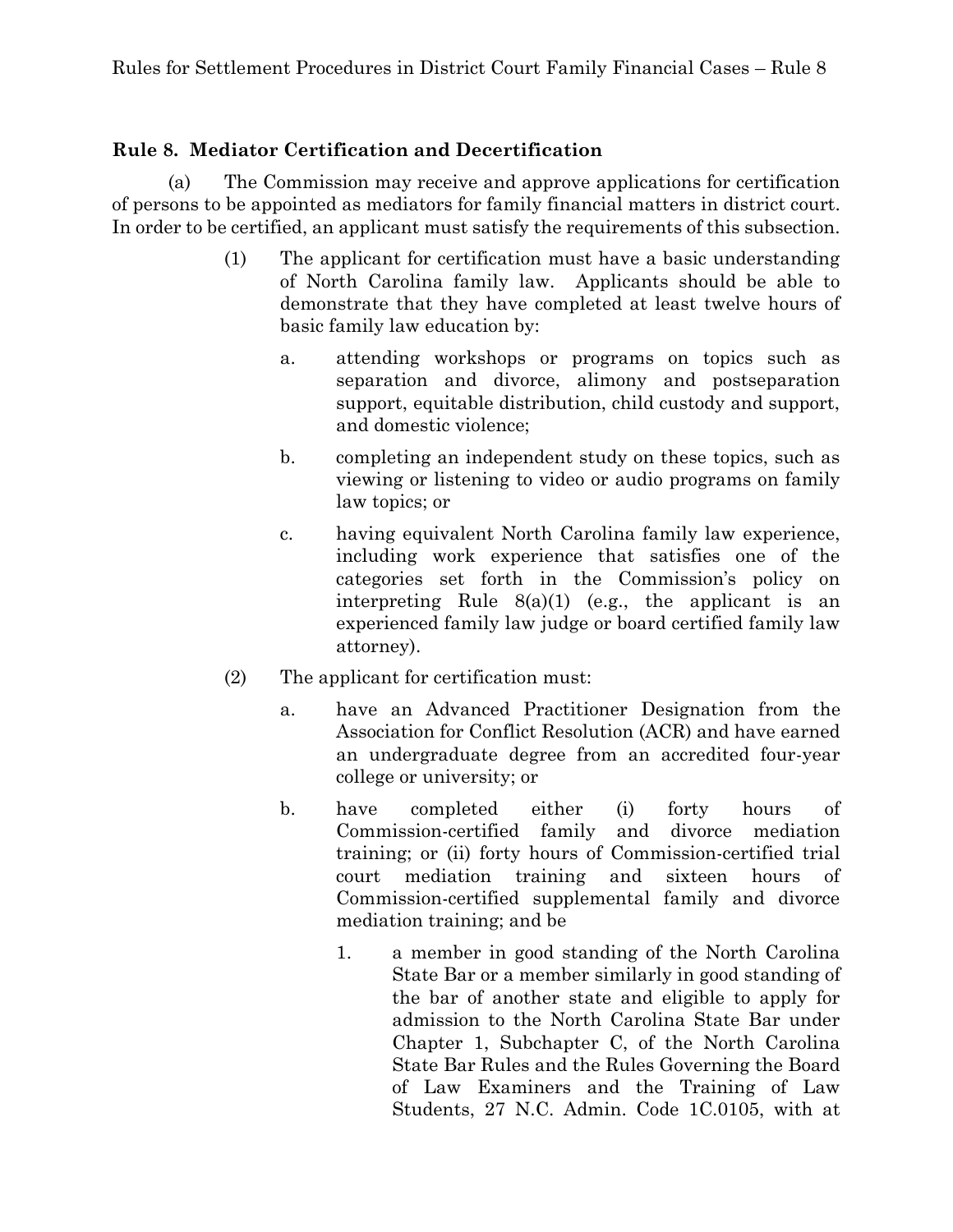## Rule 8. Mediator Certification and Decertification

(a) The Commission may receive and approve applications for certification of persons to be appointed as mediators for family financial matters in district court. In order to be certified, an applicant must satisfy the requirements of this subsection.

(1) The applicant for certification must have a basic understanding of North Carolina family law. Applicants should be able to demonstrate that they have completed at least twelve hours of basic family law education by:

a. attending workshops or programs on topics such as separation and divorce, alimony and postseparation support, equitable distribution, child custody and support, and domestic violence;

b. completing an independent study on these topics, such as viewing or listening to video or audio programs on family law topics; or

c. having equivalent North Carolina family law experience, including work experience that satisfies one of the categories set forth in the Commission's policy on interpreting Rule 8(a)(1) (e.g., the applicant is an experienced family law judge or board certified family law attorney).

(2) The applicant for certification must:

a. have an Advanced Practitioner Designation from the Association for Conflict Resolution (ACR) and have earned an undergraduate degree from an accredited four-year college or university; or

b. have completed either (i) forty hours of Commission-certified family and divorce mediation training; or (ii) forty hours of Commission-certified trial court mediation training and sixteen hours of Commission-certified supplemental family and divorce mediation training; and be

1. a member in good standing of the North Carolina State Bar or a member similarly in good standing of the bar of another state and eligible to apply for admission to the North Carolina State Bar under Chapter 1, Subchapter C, of the North Carolina State Bar Rules and the Rules Governing the Board of Law Examiners and the Training of Law Students, 27 N.C. Admin. Code 1C.0105, with at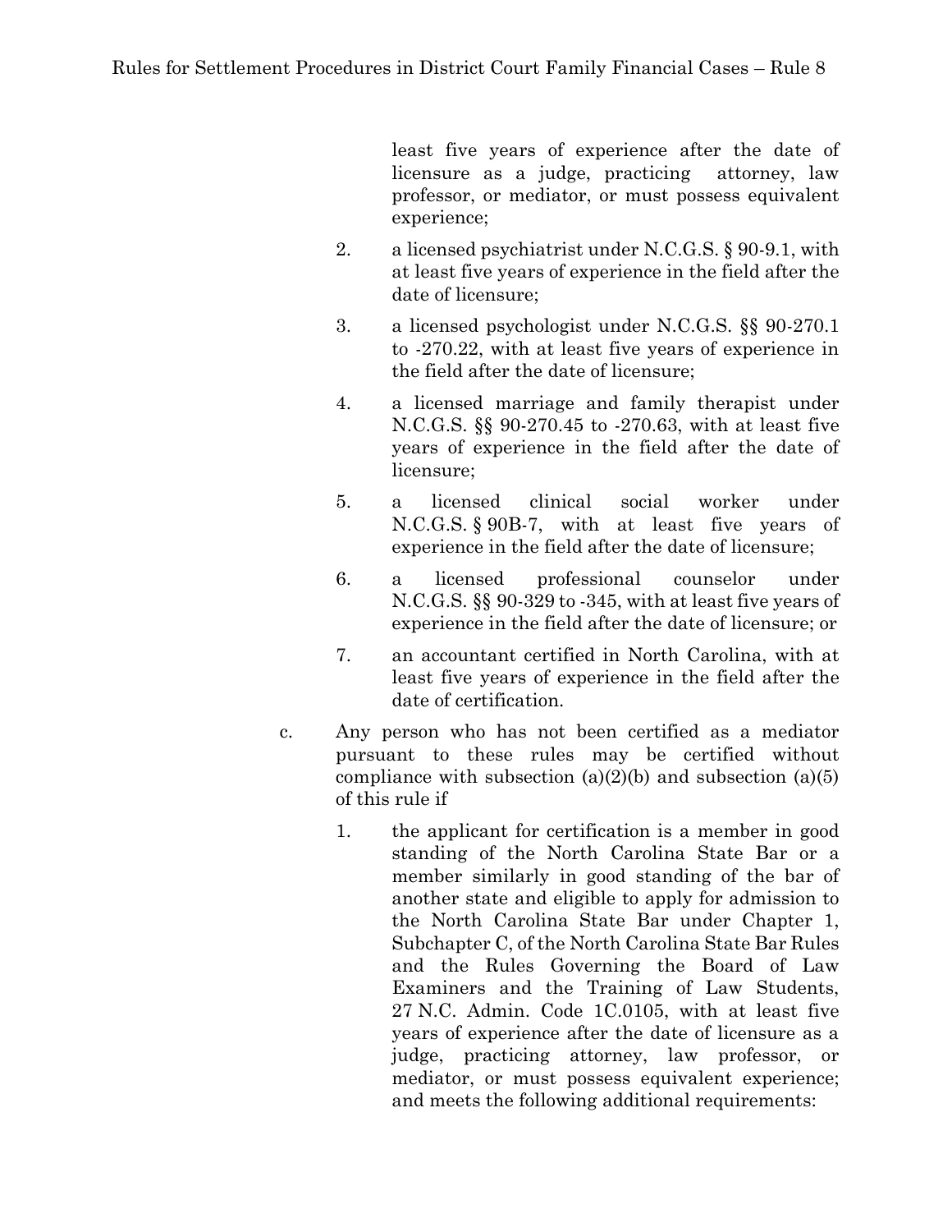least five years of experience after the date of licensure as a judge, practicing attorney, law professor, or mediator, or must possess equivalent experience;

2. a licensed psychiatrist under N.C.G.S. § 90-9.1, with at least five years of experience in the field after the date of licensure;

3. a licensed psychologist under N.C.G.S. §§ 90-270.1 to -270.22, with at least five years of experience in the field after the date of licensure;

4. a licensed marriage and family therapist under N.C.G.S. §§ 90-270.45 to -270.63, with at least five years of experience in the field after the date of licensure;

5. a licensed clinical social worker under N.C.G.S. § 90B-7, with at least five years of experience in the field after the date of licensure;

6. a licensed professional counselor under N.C.G.S. §§ 90-329 to -345, with at least five years of experience in the field after the date of licensure; or

7. an accountant certified in North Carolina, with at least five years of experience in the field after the date of certification.

c. Any person who has not been certified as a mediator pursuant to these rules may be certified without compliance with subsection (a)(2)(b) and subsection (a)(5) of this rule if

1. the applicant for certification is a member in good standing of the North Carolina State Bar or a member similarly in good standing of the bar of another state and eligible to apply for admission to the North Carolina State Bar under Chapter 1, Subchapter C, of the North Carolina State Bar Rules and the Rules Governing the Board of Law Examiners and the Training of Law Students, 27 N.C. Admin. Code 1C.0105, with at least five years of experience after the date of licensure as a judge, practicing attorney, law professor, or mediator, or must possess equivalent experience; and meets the following additional requirements: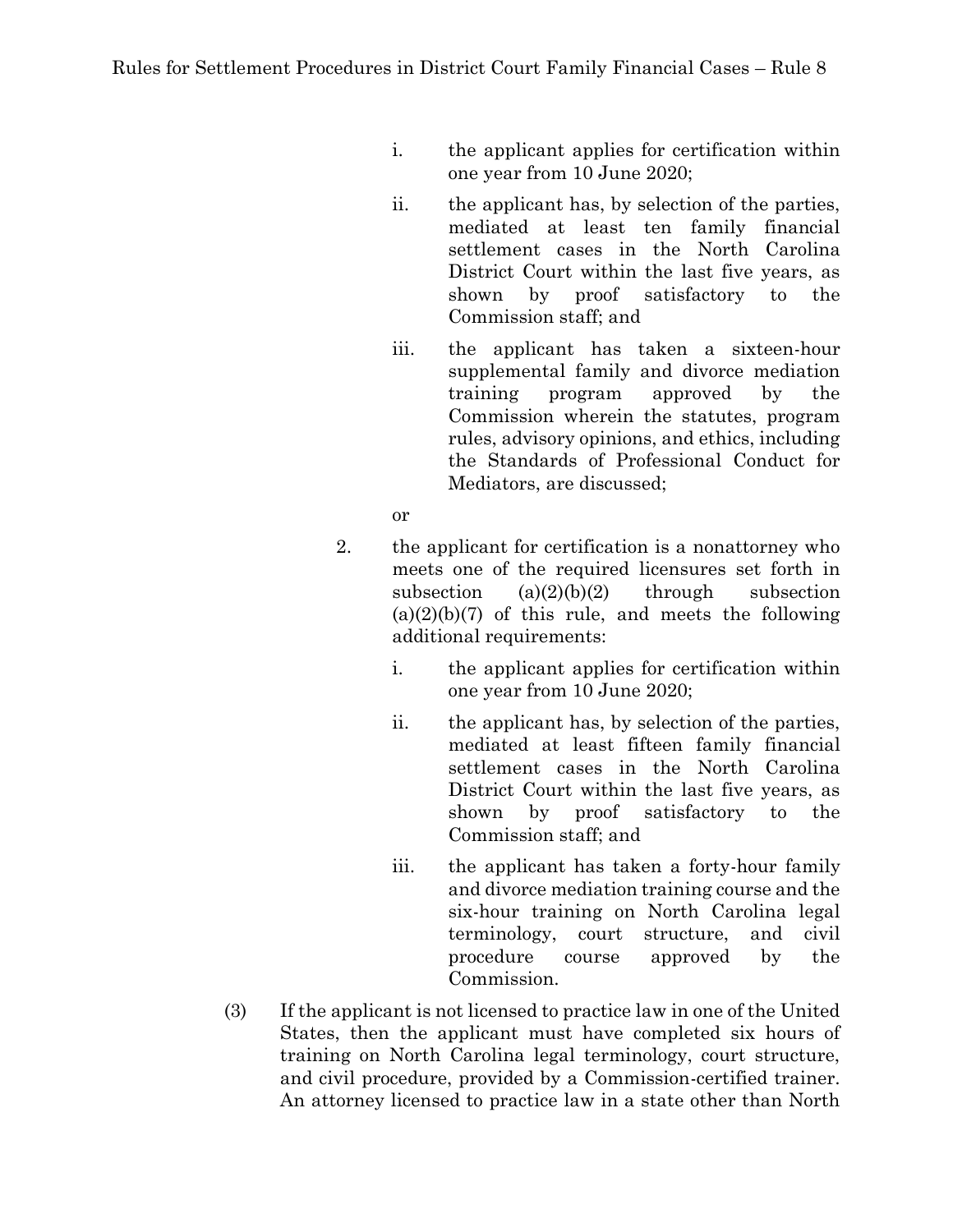i. the applicant applies for certification within one year from 10 June 2020;

ii. the applicant has, by selection of the parties, mediated at least ten family financial settlement cases in the North Carolina District Court within the last five years, as shown by proof satisfactory to the Commission staff; and

iii. the applicant has taken a sixteen-hour supplemental family and divorce mediation training program approved by the Commission wherein the statutes, program rules, advisory opinions, and ethics, including the Standards of Professional Conduct for Mediators, are discussed;

or

2. the applicant for certification is a nonattorney who meets one of the required licensures set forth in subsection (a)(2)(b)(2) through subsection (a)(2)(b)(7) of this rule, and meets the following additional requirements:

   i. the applicant applies for certification within one year from 10 June 2020;

   ii. the applicant has, by selection of the parties, mediated at least fifteen family financial settlement cases in the North Carolina District Court within the last five years, as shown by proof satisfactory to the Commission staff; and

   iii. the applicant has taken a forty-hour family and divorce mediation training course and the six-hour training on North Carolina legal terminology, court structure, and civil procedure course approved by the Commission.

(3) If the applicant is not licensed to practice law in one of the United States, then the applicant must have completed six hours of training on North Carolina legal terminology, court structure, and civil procedure, provided by a Commission-certified trainer. An attorney licensed to practice law in a state other than North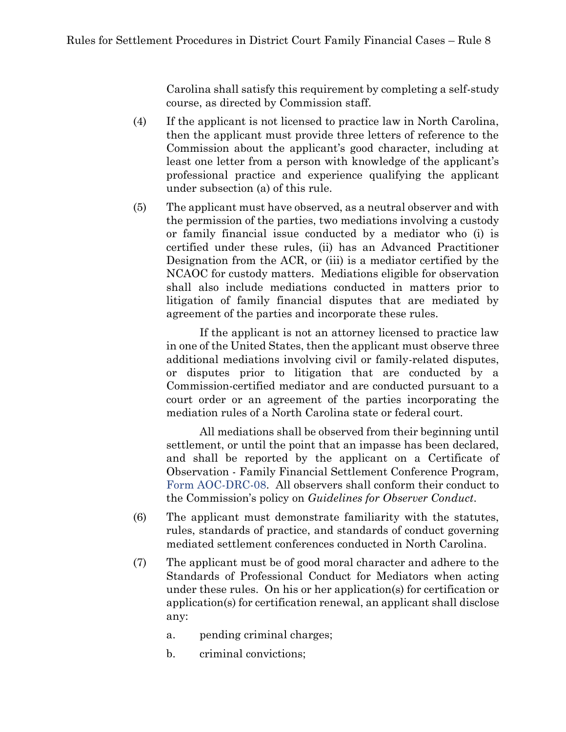Carolina shall satisfy this requirement by completing a self-study course, as directed by Commission staff.

(4) If the applicant is not licensed to practice law in North Carolina, then the applicant must provide three letters of reference to the Commission about the applicant's good character, including at least one letter from a person with knowledge of the applicant's professional practice and experience qualifying the applicant under subsection (a) of this rule.

(5) The applicant must have observed, as a neutral observer and with the permission of the parties, two mediations involving a custody or family financial issue conducted by a mediator who (i) is certified under these rules, (ii) has an Advanced Practitioner Designation from the ACR, or (iii) is a mediator certified by the NCAOC for custody matters. Mediations eligible for observation shall also include mediations conducted in matters prior to litigation of family financial disputes that are mediated by agreement of the parties and incorporate these rules.

If the applicant is not an attorney licensed to practice law in one of the United States, then the applicant must observe three additional mediations involving civil or family-related disputes, or disputes prior to litigation that are conducted by a Commission-certified mediator and are conducted pursuant to a court order or an agreement of the parties incorporating the mediation rules of a North Carolina state or federal court.

All mediations shall be observed from their beginning until settlement, or until the point that an impasse has been declared, and shall be reported by the applicant on a Certificate of Observation - Family Financial Settlement Conference Program, Form AOC-DRC-08. All observers shall conform their conduct to the Commission's policy on *Guidelines for Observer Conduct*.

(6) The applicant must demonstrate familiarity with the statutes, rules, standards of practice, and standards of conduct governing mediated settlement conferences conducted in North Carolina.

(7) The applicant must be of good moral character and adhere to the Standards of Professional Conduct for Mediators when acting under these rules. On his or her application(s) for certification or application(s) for certification renewal, an applicant shall disclose any:

a. pending criminal charges;

b. criminal convictions;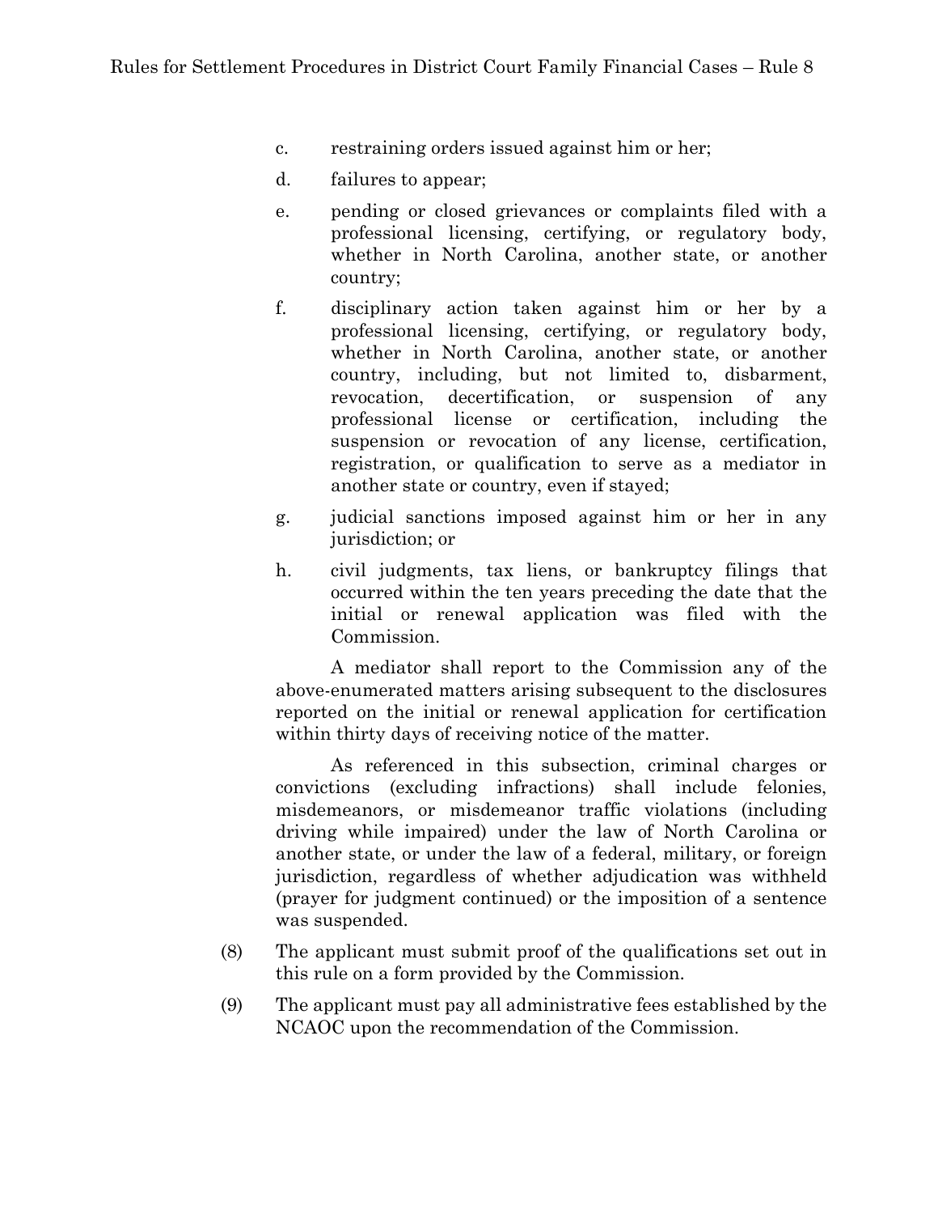c. restraining orders issued against him or her;

d. failures to appear;

e. pending or closed grievances or complaints filed with a professional licensing, certifying, or regulatory body, whether in North Carolina, another state, or another country;

f. disciplinary action taken against him or her by a professional licensing, certifying, or regulatory body, whether in North Carolina, another state, or another country, including, but not limited to, disbarment, revocation, decertification, or suspension of any professional license or certification, including the suspension or revocation of any license, certification, registration, or qualification to serve as a mediator in another state or country, even if stayed;

g. judicial sanctions imposed against him or her in any jurisdiction; or

h. civil judgments, tax liens, or bankruptcy filings that occurred within the ten years preceding the date that the initial or renewal application was filed with the Commission.

A mediator shall report to the Commission any of the above-enumerated matters arising subsequent to the disclosures reported on the initial or renewal application for certification within thirty days of receiving notice of the matter.

As referenced in this subsection, criminal charges or convictions (excluding infractions) shall include felonies, misdemeanors, or misdemeanor traffic violations (including driving while impaired) under the law of North Carolina or another state, or under the law of a federal, military, or foreign jurisdiction, regardless of whether adjudication was withheld (prayer for judgment continued) or the imposition of a sentence was suspended.

(8) The applicant must submit proof of the qualifications set out in this rule on a form provided by the Commission.

(9) The applicant must pay all administrative fees established by the NCAOC upon the recommendation of the Commission.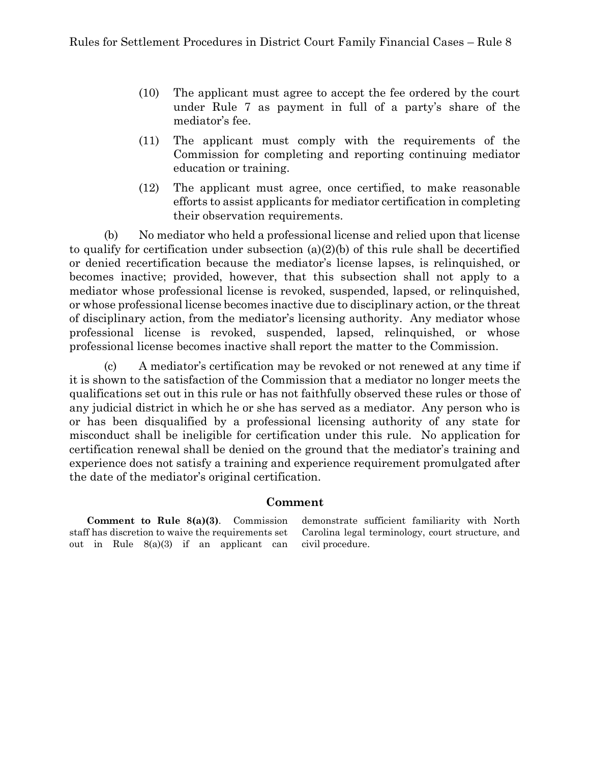(10) The applicant must agree to accept the fee ordered by the court under Rule 7 as payment in full of a party's share of the mediator's fee.

(11) The applicant must comply with the requirements of the Commission for completing and reporting continuing mediator education or training.

(12) The applicant must agree, once certified, to make reasonable efforts to assist applicants for mediator certification in completing their observation requirements.

(b) No mediator who held a professional license and relied upon that license to qualify for certification under subsection (a)(2)(b) of this rule shall be decertified or denied recertification because the mediator's license lapses, is relinquished, or becomes inactive; provided, however, that this subsection shall not apply to a mediator whose professional license is revoked, suspended, lapsed, or relinquished, or whose professional license becomes inactive due to disciplinary action, or the threat of disciplinary action, from the mediator's licensing authority. Any mediator whose professional license is revoked, suspended, lapsed, relinquished, or whose professional license becomes inactive shall report the matter to the Commission.

(c) A mediator's certification may be revoked or not renewed at any time if it is shown to the satisfaction of the Commission that a mediator no longer meets the qualifications set out in this rule or has not faithfully observed these rules or those of any judicial district in which he or she has served as a mediator. Any person who is or has been disqualified by a professional licensing authority of any state for misconduct shall be ineligible for certification under this rule. No application for certification renewal shall be denied on the ground that the mediator's training and experience does not satisfy a training and experience requirement promulgated after the date of the mediator's original certification.

## Comment

**Comment to Rule 8(a)(3)**. Commission staff has discretion to waive the requirements set out in Rule 8(a)(3) if an applicant can demonstrate sufficient familiarity with North Carolina legal terminology, court structure, and civil procedure.